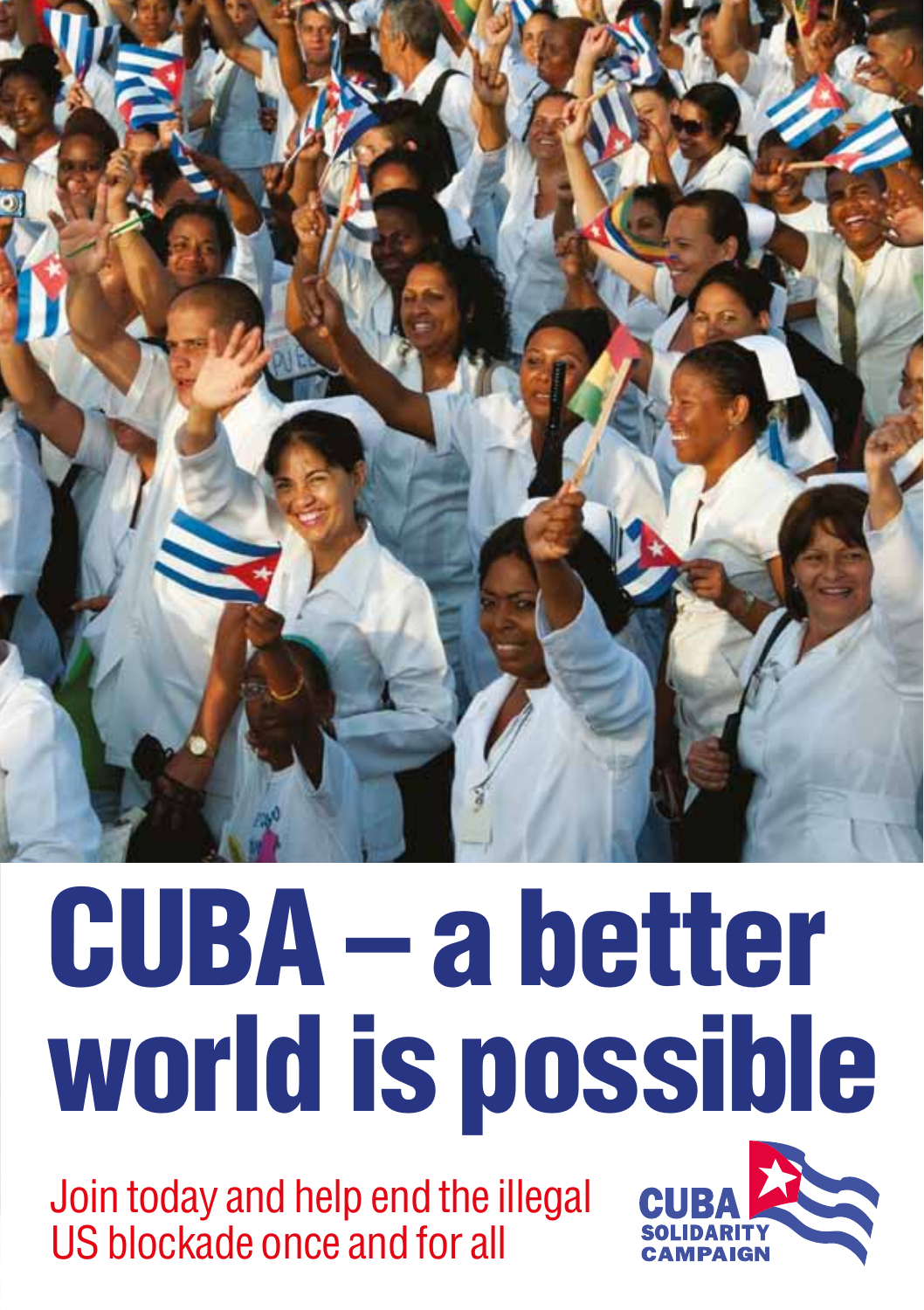# CUBA – a better world is possible

Join today and help end the illegal US blockade once and for all

CUBA SOLIDARITY CAMPAIGN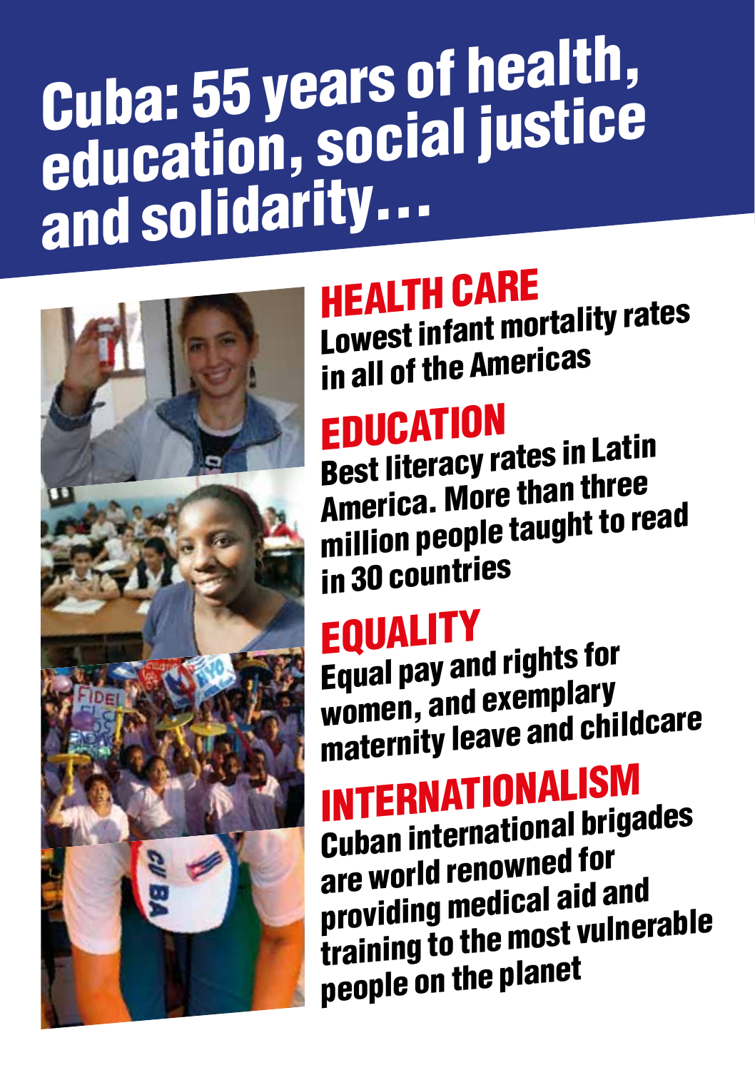# Cuba: 55 years of health, education, social justice and solidarity...

## HEALTH CARE

Lowest infant mortality rates in all of the Americas

## EDUCATION

Best literacy rates in Latin America. More than three million people taught to read in 30 countries

## EQUALITY

Equal pay and rights for women, and exemplary maternity leave and childcare

## INTERNATIONALISM

Cuban international brigades are world renowned for providing medical aid and training to the most vulnerable people on the planet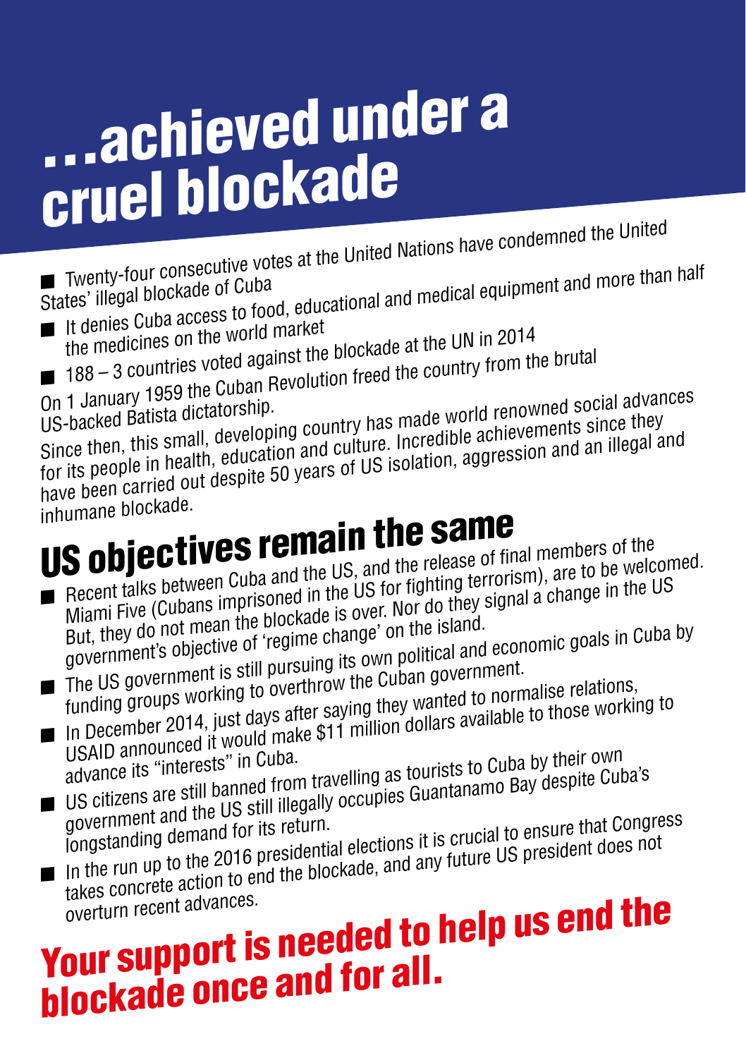# …achieved under a cruel blockade

- Twenty-four consecutive votes at the United Nations have condemned the United States' illegal blockade of Cuba
- It denies Cuba access to food, educational and medical equipment and more than half the medicines on the world market
- 188 – 3 countries voted against the blockade at the UN in 2014

On 1 January 1959 the Cuban Revolution freed the country from the brutal US-backed Batista dictatorship.

Since then, this small, developing country has made world renowned social advances for its people in health, education and culture. Incredible achievements since they have been carried out despite 50 years of US isolation, aggression and an illegal and inhumane blockade.

## US objectives remain the same

- Recent talks between Cuba and the US, and the release of final members of the Miami Five (Cubans imprisoned in the US for fighting terrorism), are to be welcomed. But, they do not mean the blockade is over. Nor do they signal a change in the US government's objective of 'regime change' on the island.
- The US government is still pursuing its own political and economic goals in Cuba by funding groups working to overthrow the Cuban government.
- In December 2014, just days after saying they wanted to normalise relations, USAID announced it would make $11 million dollars available to those working to advance its "interests" in Cuba.
- US citizens are still banned from travelling as tourists to Cuba by their own government and the US still illegally occupies Guantanamo Bay despite Cuba's longstanding demand for its return.
- In the run up to the 2016 presidential elections it is crucial to ensure that Congress takes concrete action to end the blockade, and any future US president does not overturn recent advances.

**Your support is needed to help us end the blockade once and for all.**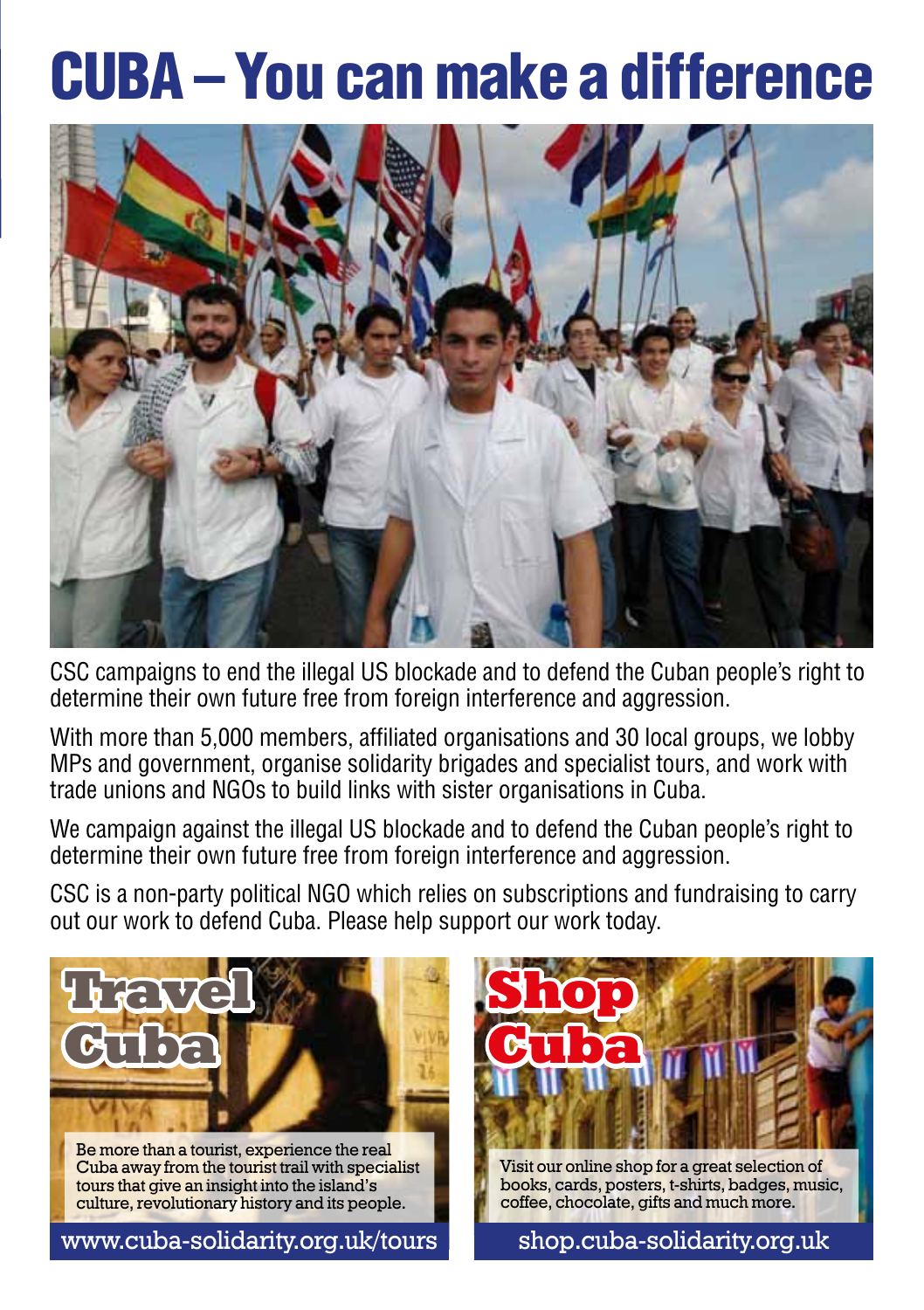# CUBA – You can make a difference

CSC campaigns to end the illegal US blockade and to defend the Cuban people's right to determine their own future free from foreign interference and aggression.

With more than 5,000 members, affiliated organisations and 30 local groups, we lobby MPs and government, organise solidarity brigades and specialist tours, and work with trade unions and NGOs to build links with sister organisations in Cuba.

We campaign against the illegal US blockade and to defend the Cuban people's right to determine their own future free from foreign interference and aggression.

CSC is a non-party political NGO which relies on subscriptions and fundraising to carry out our work to defend Cuba. Please help support our work today.

## Travel Cuba

Be more than a tourist, experience the real Cuba away from the tourist trail with specialist tours that give an insight into the island's culture, revolutionary history and its people.

www.cuba-solidarity.org.uk/tours

## Shop Cuba

Visit our online shop for a great selection of books, cards, posters, t-shirts, badges, music, coffee, chocolate, gifts and much more.

shop.cuba-solidarity.org.uk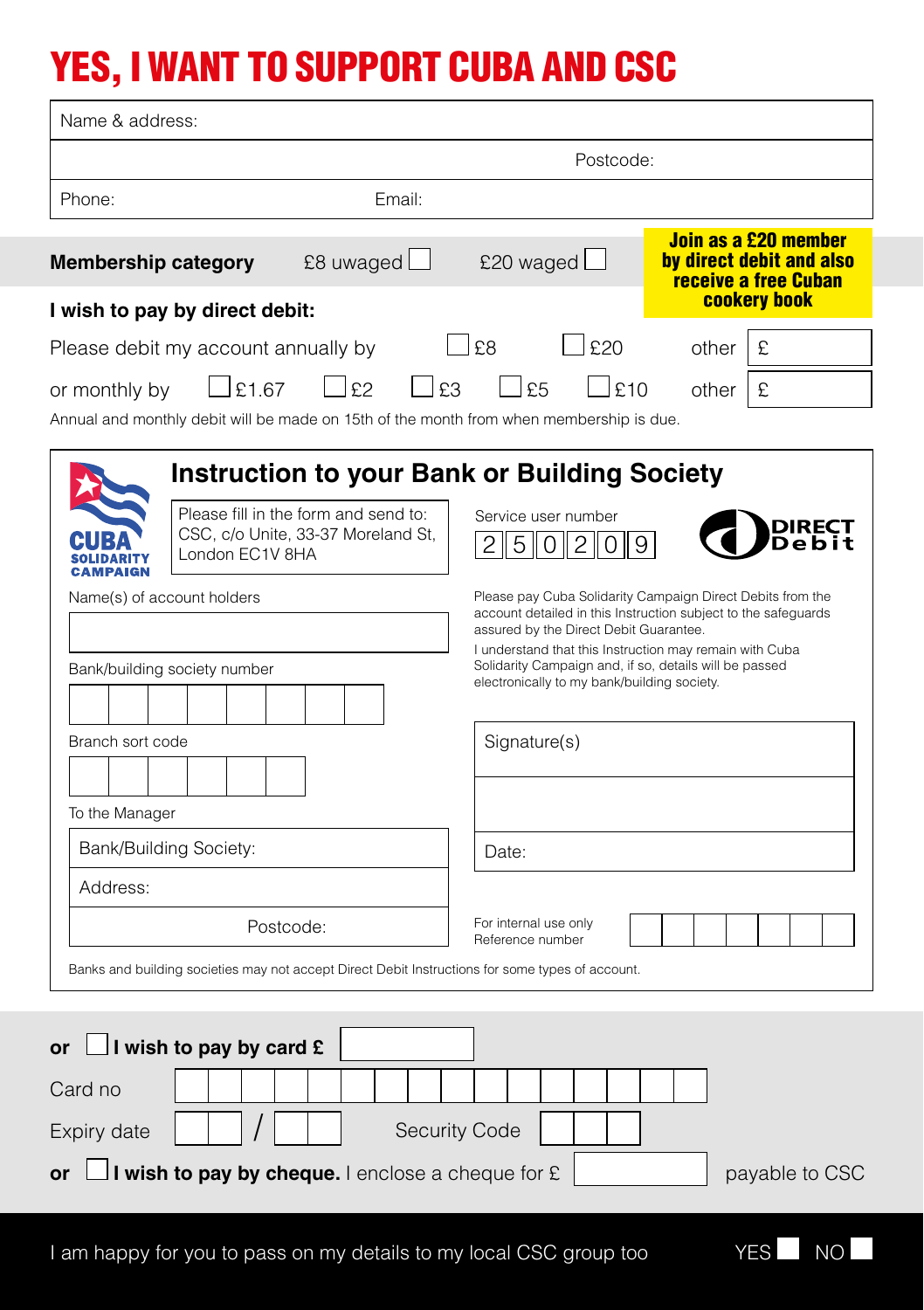# YES, I WANT TO SUPPORT CUBA AND CSC

Name & address:

Postcode:

Phone: Email:

**Membership category** £8 uwaged ☐ £20 waged ☐

**Join as a £20 member by direct debit and also receive a free Cuban cookery book**

**I wish to pay by direct debit:**

Please debit my account annually by ☐ £8 ☐ £20 other £

or monthly by ☐ £1.67 ☐ £2 ☐ £3 ☐ £5 ☐ £10 other £

Annual and monthly debit will be made on 15th of the month from when membership is due.

## Instruction to your Bank or Building Society

CUBA SOLIDARITY CAMPAIGN

Please fill in the form and send to: CSC, c/o Unite, 33-37 Moreland St, London EC1V 8HA

Service user number

| 2 | 5 | 0 | 2 | 0 | 9 |
|---|---|---|---|---|---|

DIRECT Debit

Name(s) of account holders

Bank/building society number

Branch sort code

To the Manager

Bank/Building Society:

Address:

Postcode:

Please pay Cuba Solidarity Campaign Direct Debits from the account detailed in this Instruction subject to the safeguards assured by the Direct Debit Guarantee.

I understand that this Instruction may remain with Cuba Solidarity Campaign and, if so, details will be passed electronically to my bank/building society.

Signature(s)

Date:

For internal use only
Reference number

Banks and building societies may not accept Direct Debit Instructions for some types of account.

**or** ☐ **I wish to pay by card £**

Card no

Expiry date / Security Code

**or** ☐ **I wish to pay by cheque.** I enclose a cheque for £ payable to CSC

I am happy for you to pass on my details to my local CSC group too YES ☐ NO ☐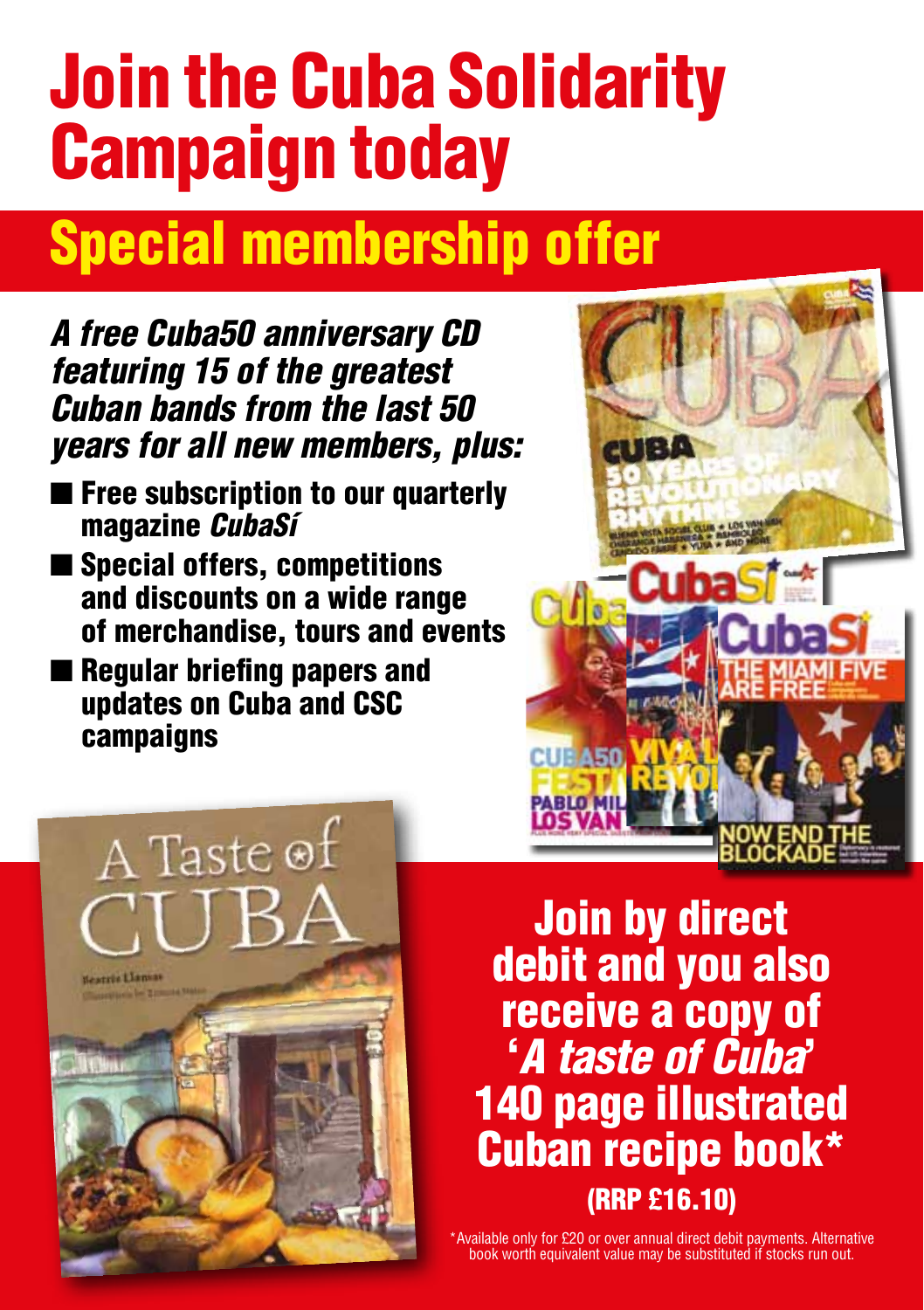# Join the Cuba Solidarity Campaign today

## Special membership offer

***A free Cuba50 anniversary CD featuring 15 of the greatest Cuban bands from the last 50 years for all new members, plus:***

- **Free subscription to our quarterly magazine *CubaSí***
- **Special offers, competitions and discounts on a wide range of merchandise, tours and events**
- **Regular briefing papers and updates on Cuba and CSC campaigns**

**Join by direct debit and you also receive a copy of '*A taste of Cuba*' 140 page illustrated Cuban recipe book***

**(RRP £16.10)**

*Available only for £20 or over annual direct debit payments. Alternative book worth equivalent value may be substituted if stocks run out.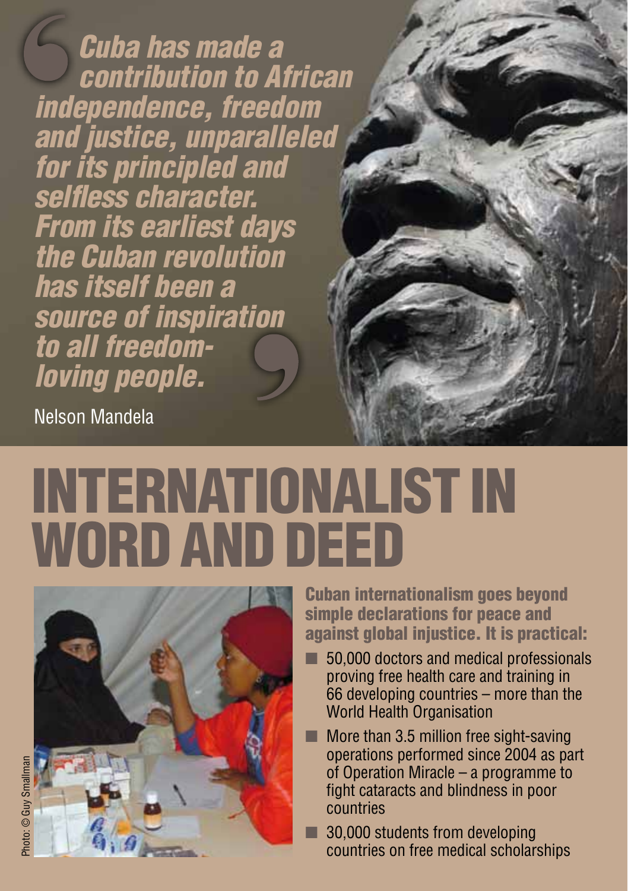> *Cuba has made a contribution to African independence, freedom and justice, unparalleled for its principled and selfless character. From its earliest days the Cuban revolution has itself been a source of inspiration to all freedom-loving people.*

Nelson Mandela

# INTERNATIONALIST IN WORD AND DEED

Photo: © Guy Smallman

**Cuban internationalism goes beyond simple declarations for peace and against global injustice. It is practical:**

- 50,000 doctors and medical professionals proving free health care and training in 66 developing countries – more than the World Health Organisation
- More than 3.5 million free sight-saving operations performed since 2004 as part of Operation Miracle – a programme to fight cataracts and blindness in poor countries
- 30,000 students from developing countries on free medical scholarships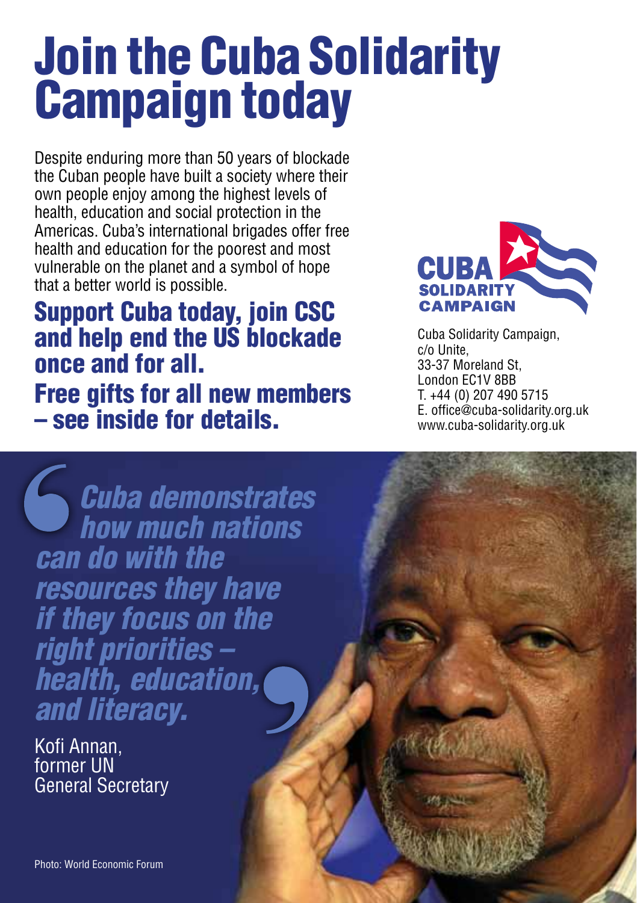# Join the Cuba Solidarity Campaign today

Despite enduring more than 50 years of blockade the Cuban people have built a society where their own people enjoy among the highest levels of health, education and social protection in the Americas. Cuba's international brigades offer free health and education for the poorest and most vulnerable on the planet and a symbol of hope that a better world is possible.

## Support Cuba today, join CSC and help end the US blockade once and for all.

## Free gifts for all new members – see inside for details.

CUBA SOLIDARITY CAMPAIGN

Cuba Solidarity Campaign,
c/o Unite,
33-37 Moreland St,
London EC1V 8BB
T. +44 (0) 207 490 5715
E. office@cuba-solidarity.org.uk
www.cuba-solidarity.org.uk

> ***Cuba demonstrates how much nations can do with the resources they have if they focus on the right priorities – health, education, and literacy.***

Kofi Annan,
former UN
General Secretary

Photo: World Economic Forum